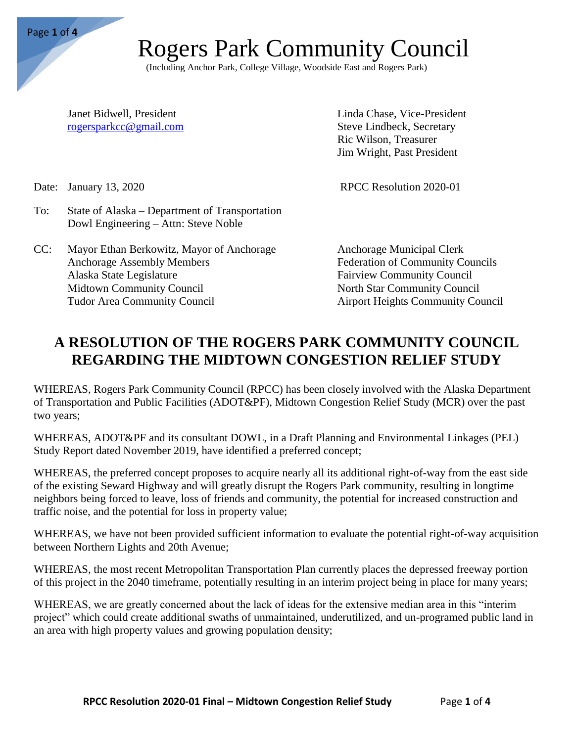# Rogers Park Community Council

(Including Anchor Park, College Village, Woodside East and Rogers Park)

Janet Bidwell, President
rogersparkcc@gmail.com

Linda Chase, Vice-President
Steve Lindbeck, Secretary
Ric Wilson, Treasurer
Jim Wright, Past President

Date: January 13, 2020

RPCC Resolution 2020-01

To: State of Alaska – Department of Transportation
Dowl Engineering – Attn: Steve Noble

CC: Mayor Ethan Berkowitz, Mayor of Anchorage
Anchorage Assembly Members
Alaska State Legislature
Midtown Community Council
Tudor Area Community Council
Anchorage Municipal Clerk
Federation of Community Councils
Fairview Community Council
North Star Community Council
Airport Heights Community Council

## A RESOLUTION OF THE ROGERS PARK COMMUNITY COUNCIL REGARDING THE MIDTOWN CONGESTION RELIEF STUDY

WHEREAS, Rogers Park Community Council (RPCC) has been closely involved with the Alaska Department of Transportation and Public Facilities (ADOT&PF), Midtown Congestion Relief Study (MCR) over the past two years;

WHEREAS, ADOT&PF and its consultant DOWL, in a Draft Planning and Environmental Linkages (PEL) Study Report dated November 2019, have identified a preferred concept;

WHEREAS, the preferred concept proposes to acquire nearly all its additional right-of-way from the east side of the existing Seward Highway and will greatly disrupt the Rogers Park community, resulting in longtime neighbors being forced to leave, loss of friends and community, the potential for increased construction and traffic noise, and the potential for loss in property value;

WHEREAS, we have not been provided sufficient information to evaluate the potential right-of-way acquisition between Northern Lights and 20th Avenue;

WHEREAS, the most recent Metropolitan Transportation Plan currently places the depressed freeway portion of this project in the 2040 timeframe, potentially resulting in an interim project being in place for many years;

WHEREAS, we are greatly concerned about the lack of ideas for the extensive median area in this "interim project" which could create additional swaths of unmaintained, underutilized, and un-programed public land in an area with high property values and growing population density;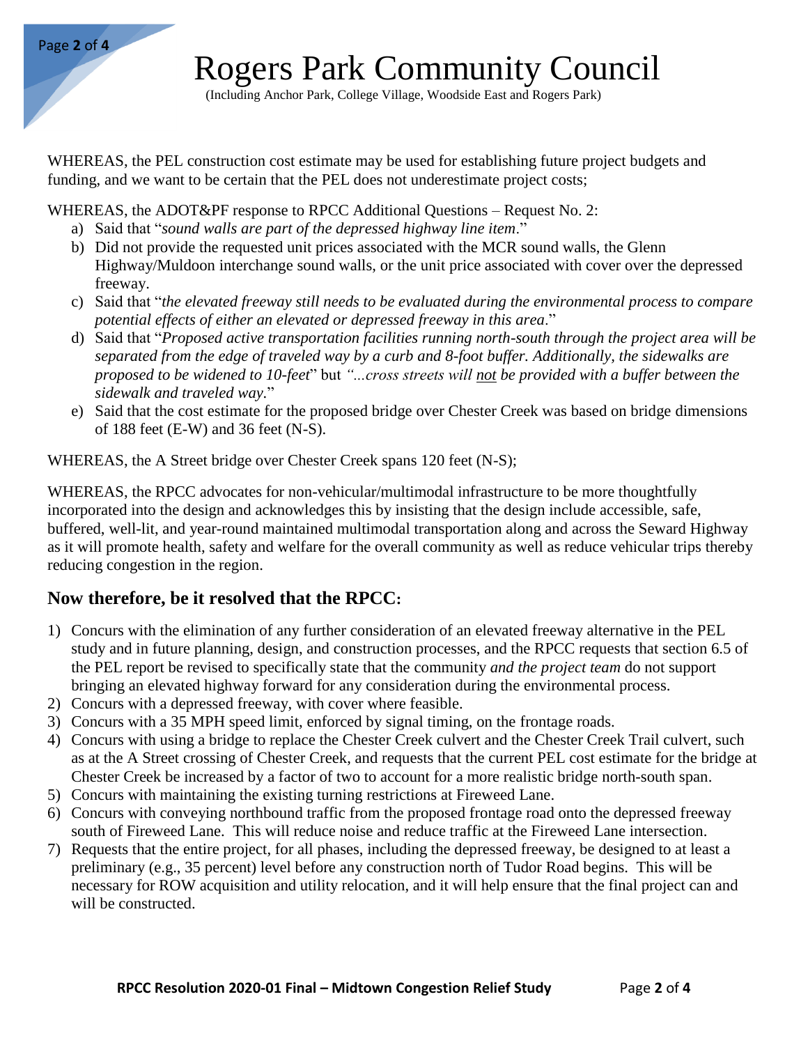WHEREAS, the PEL construction cost estimate may be used for establishing future project budgets and funding, and we want to be certain that the PEL does not underestimate project costs;

WHEREAS, the ADOT&PF response to RPCC Additional Questions – Request No. 2:

a) Said that "*sound walls are part of the depressed highway line item*."
b) Did not provide the requested unit prices associated with the MCR sound walls, the Glenn Highway/Muldoon interchange sound walls, or the unit price associated with cover over the depressed freeway.
c) Said that "*the elevated freeway still needs to be evaluated during the environmental process to compare potential effects of either an elevated or depressed freeway in this area*."
d) Said that "*Proposed active transportation facilities running north-south through the project area will be separated from the edge of traveled way by a curb and 8-foot buffer. Additionally, the sidewalks are proposed to be widened to 10-feet*" but *"...cross streets will <u>not</u> be provided with a buffer between the sidewalk and traveled way.*"
e) Said that the cost estimate for the proposed bridge over Chester Creek was based on bridge dimensions of 188 feet (E-W) and 36 feet (N-S).

WHEREAS, the A Street bridge over Chester Creek spans 120 feet (N-S);

WHEREAS, the RPCC advocates for non-vehicular/multimodal infrastructure to be more thoughtfully incorporated into the design and acknowledges this by insisting that the design include accessible, safe, buffered, well-lit, and year-round maintained multimodal transportation along and across the Seward Highway as it will promote health, safety and welfare for the overall community as well as reduce vehicular trips thereby reducing congestion in the region.

## Now therefore, be it resolved that the RPCC:

1) Concurs with the elimination of any further consideration of an elevated freeway alternative in the PEL study and in future planning, design, and construction processes, and the RPCC requests that section 6.5 of the PEL report be revised to specifically state that the community *and the project team* do not support bringing an elevated highway forward for any consideration during the environmental process.
2) Concurs with a depressed freeway, with cover where feasible.
3) Concurs with a 35 MPH speed limit, enforced by signal timing, on the frontage roads.
4) Concurs with using a bridge to replace the Chester Creek culvert and the Chester Creek Trail culvert, such as at the A Street crossing of Chester Creek, and requests that the current PEL cost estimate for the bridge at Chester Creek be increased by a factor of two to account for a more realistic bridge north-south span.
5) Concurs with maintaining the existing turning restrictions at Fireweed Lane.
6) Concurs with conveying northbound traffic from the proposed frontage road onto the depressed freeway south of Fireweed Lane. This will reduce noise and reduce traffic at the Fireweed Lane intersection.
7) Requests that the entire project, for all phases, including the depressed freeway, be designed to at least a preliminary (e.g., 35 percent) level before any construction north of Tudor Road begins. This will be necessary for ROW acquisition and utility relocation, and it will help ensure that the final project can and will be constructed.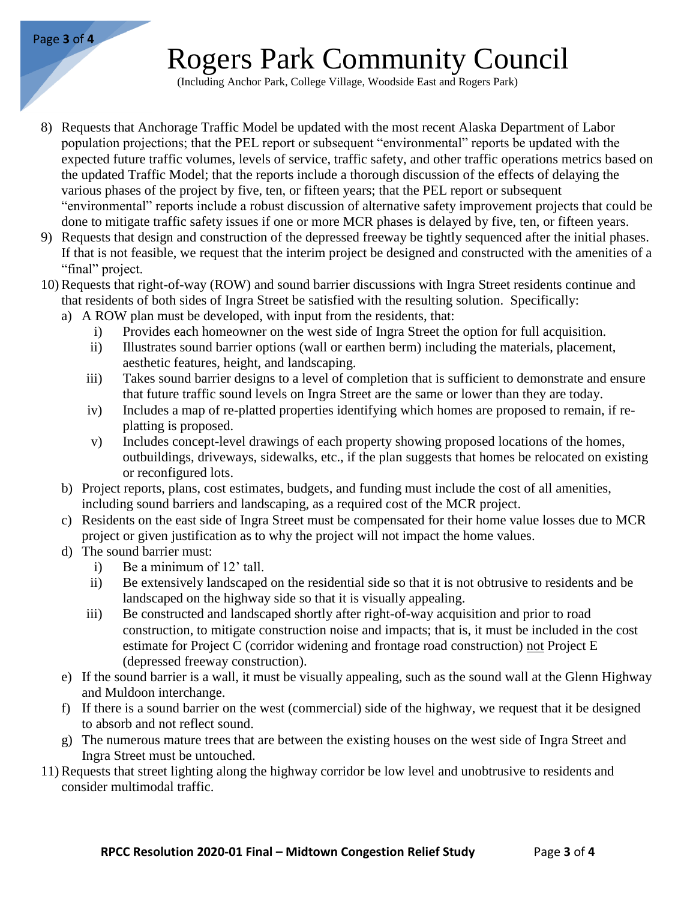# Rogers Park Community Council

(Including Anchor Park, College Village, Woodside East and Rogers Park)

8) Requests that Anchorage Traffic Model be updated with the most recent Alaska Department of Labor population projections; that the PEL report or subsequent "environmental" reports be updated with the expected future traffic volumes, levels of service, traffic safety, and other traffic operations metrics based on the updated Traffic Model; that the reports include a thorough discussion of the effects of delaying the various phases of the project by five, ten, or fifteen years; that the PEL report or subsequent "environmental" reports include a robust discussion of alternative safety improvement projects that could be done to mitigate traffic safety issues if one or more MCR phases is delayed by five, ten, or fifteen years.
9) Requests that design and construction of the depressed freeway be tightly sequenced after the initial phases. If that is not feasible, we request that the interim project be designed and constructed with the amenities of a "final" project.
10) Requests that right-of-way (ROW) and sound barrier discussions with Ingra Street residents continue and that residents of both sides of Ingra Street be satisfied with the resulting solution. Specifically:
    a) A ROW plan must be developed, with input from the residents, that:
        i) Provides each homeowner on the west side of Ingra Street the option for full acquisition.
        ii) Illustrates sound barrier options (wall or earthen berm) including the materials, placement, aesthetic features, height, and landscaping.
        iii) Takes sound barrier designs to a level of completion that is sufficient to demonstrate and ensure that future traffic sound levels on Ingra Street are the same or lower than they are today.
        iv) Includes a map of re-platted properties identifying which homes are proposed to remain, if re-platting is proposed.
        v) Includes concept-level drawings of each property showing proposed locations of the homes, outbuildings, driveways, sidewalks, etc., if the plan suggests that homes be relocated on existing or reconfigured lots.
    b) Project reports, plans, cost estimates, budgets, and funding must include the cost of all amenities, including sound barriers and landscaping, as a required cost of the MCR project.
    c) Residents on the east side of Ingra Street must be compensated for their home value losses due to MCR project or given justification as to why the project will not impact the home values.
    d) The sound barrier must:
        i) Be a minimum of 12' tall.
        ii) Be extensively landscaped on the residential side so that it is not obtrusive to residents and be landscaped on the highway side so that it is visually appealing.
        iii) Be constructed and landscaped shortly after right-of-way acquisition and prior to road construction, to mitigate construction noise and impacts; that is, it must be included in the cost estimate for Project C (corridor widening and frontage road construction) <u>not</u> Project E (depressed freeway construction).
    e) If the sound barrier is a wall, it must be visually appealing, such as the sound wall at the Glenn Highway and Muldoon interchange.
    f) If there is a sound barrier on the west (commercial) side of the highway, we request that it be designed to absorb and not reflect sound.
    g) The numerous mature trees that are between the existing houses on the west side of Ingra Street and Ingra Street must be untouched.
11) Requests that street lighting along the highway corridor be low level and unobtrusive to residents and consider multimodal traffic.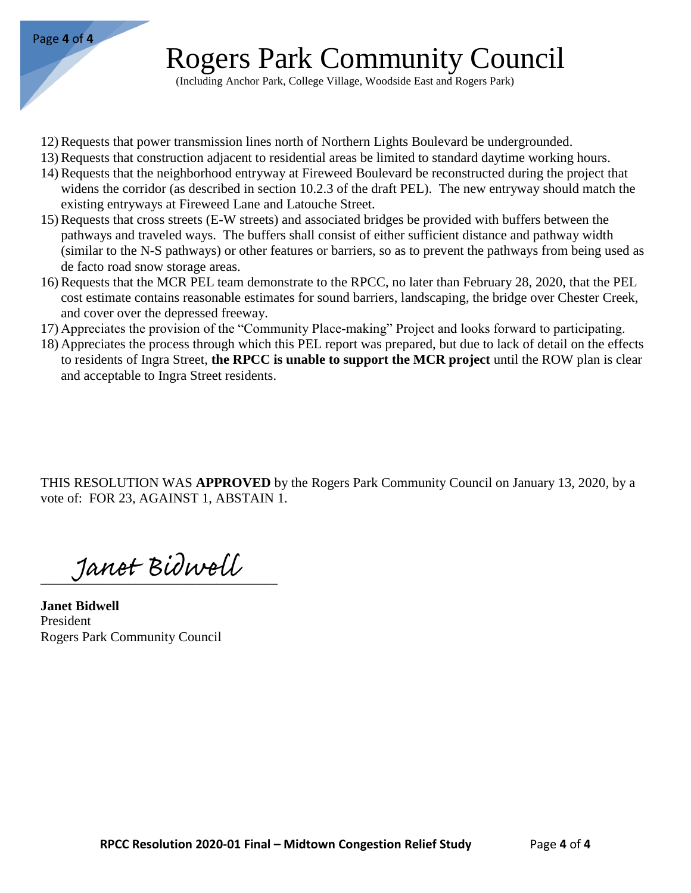# Rogers Park Community Council

(Including Anchor Park, College Village, Woodside East and Rogers Park)

12) Requests that power transmission lines north of Northern Lights Boulevard be undergrounded.
13) Requests that construction adjacent to residential areas be limited to standard daytime working hours.
14) Requests that the neighborhood entryway at Fireweed Boulevard be reconstructed during the project that widens the corridor (as described in section 10.2.3 of the draft PEL). The new entryway should match the existing entryways at Fireweed Lane and Latouche Street.
15) Requests that cross streets (E-W streets) and associated bridges be provided with buffers between the pathways and traveled ways. The buffers shall consist of either sufficient distance and pathway width (similar to the N-S pathways) or other features or barriers, so as to prevent the pathways from being used as de facto road snow storage areas.
16) Requests that the MCR PEL team demonstrate to the RPCC, no later than February 28, 2020, that the PEL cost estimate contains reasonable estimates for sound barriers, landscaping, the bridge over Chester Creek, and cover over the depressed freeway.
17) Appreciates the provision of the "Community Place-making" Project and looks forward to participating.
18) Appreciates the process through which this PEL report was prepared, but due to lack of detail on the effects to residents of Ingra Street, **the RPCC is unable to support the MCR project** until the ROW plan is clear and acceptable to Ingra Street residents.

THIS RESOLUTION WAS **APPROVED** by the Rogers Park Community Council on January 13, 2020, by a vote of: FOR 23, AGAINST 1, ABSTAIN 1.

Janet Bidwell

**Janet Bidwell**
President
Rogers Park Community Council